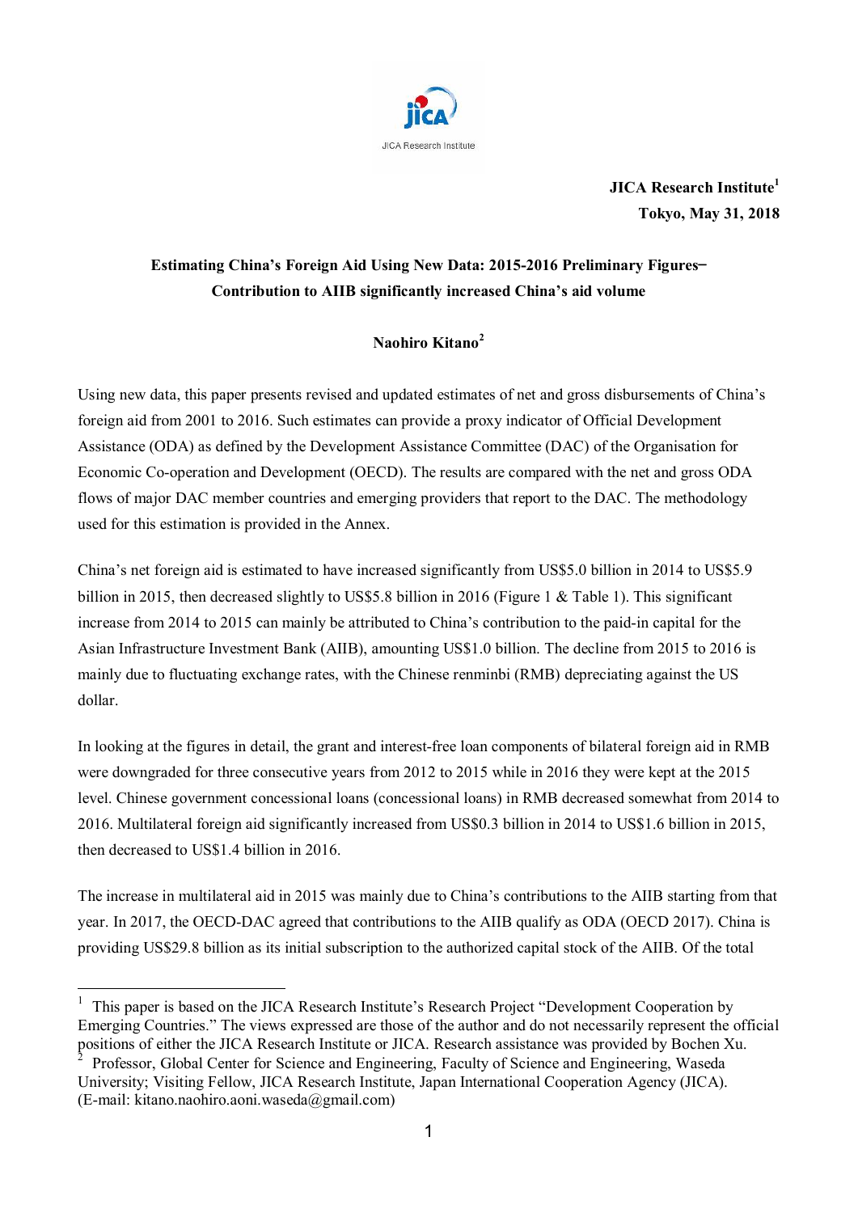JICA Research Institute

**JICA Research Institute**[1]

**Tokyo, May 31, 2018**

# Estimating China's Foreign Aid Using New Data: 2015-2016 Preliminary Figures– Contribution to AIIB significantly increased China's aid volume

**Naohiro Kitano**[2]

Using new data, this paper presents revised and updated estimates of net and gross disbursements of China's foreign aid from 2001 to 2016. Such estimates can provide a proxy indicator of Official Development Assistance (ODA) as defined by the Development Assistance Committee (DAC) of the Organisation for Economic Co-operation and Development (OECD). The results are compared with the net and gross ODA flows of major DAC member countries and emerging providers that report to the DAC. The methodology used for this estimation is provided in the Annex.

China's net foreign aid is estimated to have increased significantly from US$5.0 billion in 2014 to US$5.9 billion in 2015, then decreased slightly to US$5.8 billion in 2016 (Figure 1 & Table 1). This significant increase from 2014 to 2015 can mainly be attributed to China's contribution to the paid-in capital for the Asian Infrastructure Investment Bank (AIIB), amounting US$1.0 billion. The decline from 2015 to 2016 is mainly due to fluctuating exchange rates, with the Chinese renminbi (RMB) depreciating against the US dollar.

In looking at the figures in detail, the grant and interest-free loan components of bilateral foreign aid in RMB were downgraded for three consecutive years from 2012 to 2015 while in 2016 they were kept at the 2015 level. Chinese government concessional loans (concessional loans) in RMB decreased somewhat from 2014 to 2016. Multilateral foreign aid significantly increased from US$0.3 billion in 2014 to US$1.6 billion in 2015, then decreased to US$1.4 billion in 2016.

The increase in multilateral aid in 2015 was mainly due to China's contributions to the AIIB starting from that year. In 2017, the OECD-DAC agreed that contributions to the AIIB qualify as ODA (OECD 2017). China is providing US$29.8 billion as its initial subscription to the authorized capital stock of the AIIB. Of the total

---

[1] This paper is based on the JICA Research Institute's Research Project "Development Cooperation by Emerging Countries." The views expressed are those of the author and do not necessarily represent the official positions of either the JICA Research Institute or JICA. Research assistance was provided by Bochen Xu.

[2] Professor, Global Center for Science and Engineering, Faculty of Science and Engineering, Waseda University; Visiting Fellow, JICA Research Institute, Japan International Cooperation Agency (JICA). (E-mail: kitano.naohiro.aoni.waseda@gmail.com)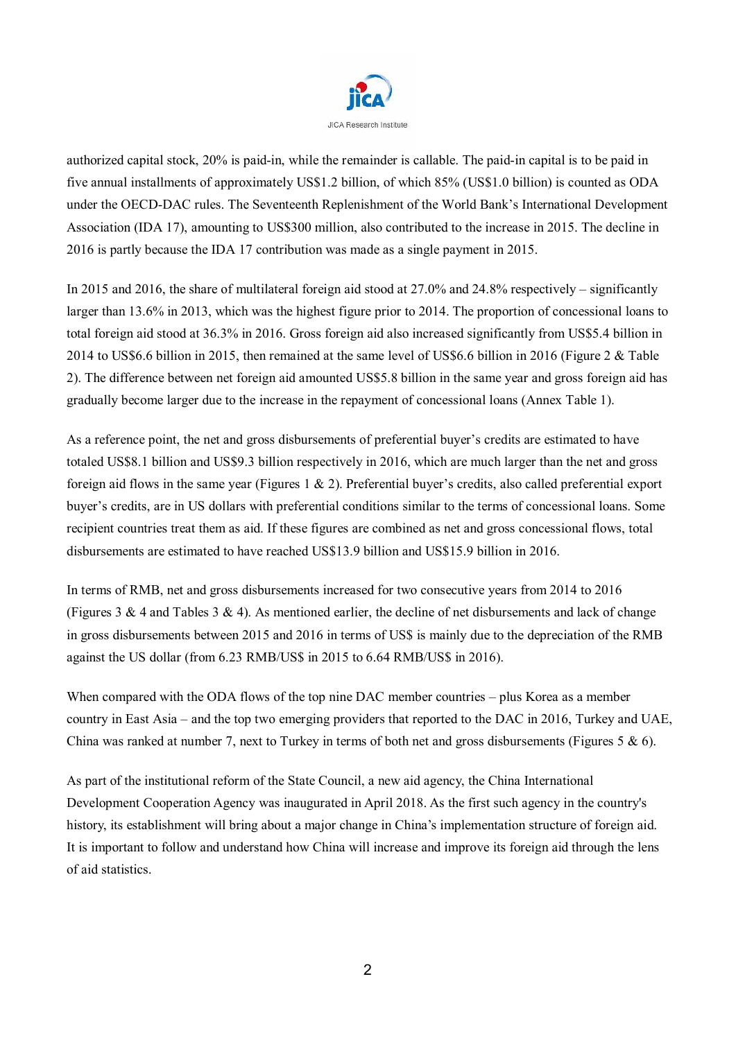authorized capital stock, 20% is paid-in, while the remainder is callable. The paid-in capital is to be paid in five annual installments of approximately US$1.2 billion, of which 85% (US$1.0 billion) is counted as ODA under the OECD-DAC rules. The Seventeenth Replenishment of the World Bank's International Development Association (IDA 17), amounting to US$300 million, also contributed to the increase in 2015. The decline in 2016 is partly because the IDA 17 contribution was made as a single payment in 2015.

In 2015 and 2016, the share of multilateral foreign aid stood at 27.0% and 24.8% respectively – significantly larger than 13.6% in 2013, which was the highest figure prior to 2014. The proportion of concessional loans to total foreign aid stood at 36.3% in 2016. Gross foreign aid also increased significantly from US$5.4 billion in 2014 to US$6.6 billion in 2015, then remained at the same level of US$6.6 billion in 2016 (Figure 2 & Table 2). The difference between net foreign aid amounted US$5.8 billion in the same year and gross foreign aid has gradually become larger due to the increase in the repayment of concessional loans (Annex Table 1).

As a reference point, the net and gross disbursements of preferential buyer's credits are estimated to have totaled US$8.1 billion and US$9.3 billion respectively in 2016, which are much larger than the net and gross foreign aid flows in the same year (Figures 1 & 2). Preferential buyer's credits, also called preferential export buyer's credits, are in US dollars with preferential conditions similar to the terms of concessional loans. Some recipient countries treat them as aid. If these figures are combined as net and gross concessional flows, total disbursements are estimated to have reached US$13.9 billion and US$15.9 billion in 2016.

In terms of RMB, net and gross disbursements increased for two consecutive years from 2014 to 2016 (Figures 3 & 4 and Tables 3 & 4). As mentioned earlier, the decline of net disbursements and lack of change in gross disbursements between 2015 and 2016 in terms of US$ is mainly due to the depreciation of the RMB against the US dollar (from 6.23 RMB/US$ in 2015 to 6.64 RMB/US$ in 2016).

When compared with the ODA flows of the top nine DAC member countries – plus Korea as a member country in East Asia – and the top two emerging providers that reported to the DAC in 2016, Turkey and UAE, China was ranked at number 7, next to Turkey in terms of both net and gross disbursements (Figures 5 & 6).

As part of the institutional reform of the State Council, a new aid agency, the China International Development Cooperation Agency was inaugurated in April 2018. As the first such agency in the country's history, its establishment will bring about a major change in China's implementation structure of foreign aid. It is important to follow and understand how China will increase and improve its foreign aid through the lens of aid statistics.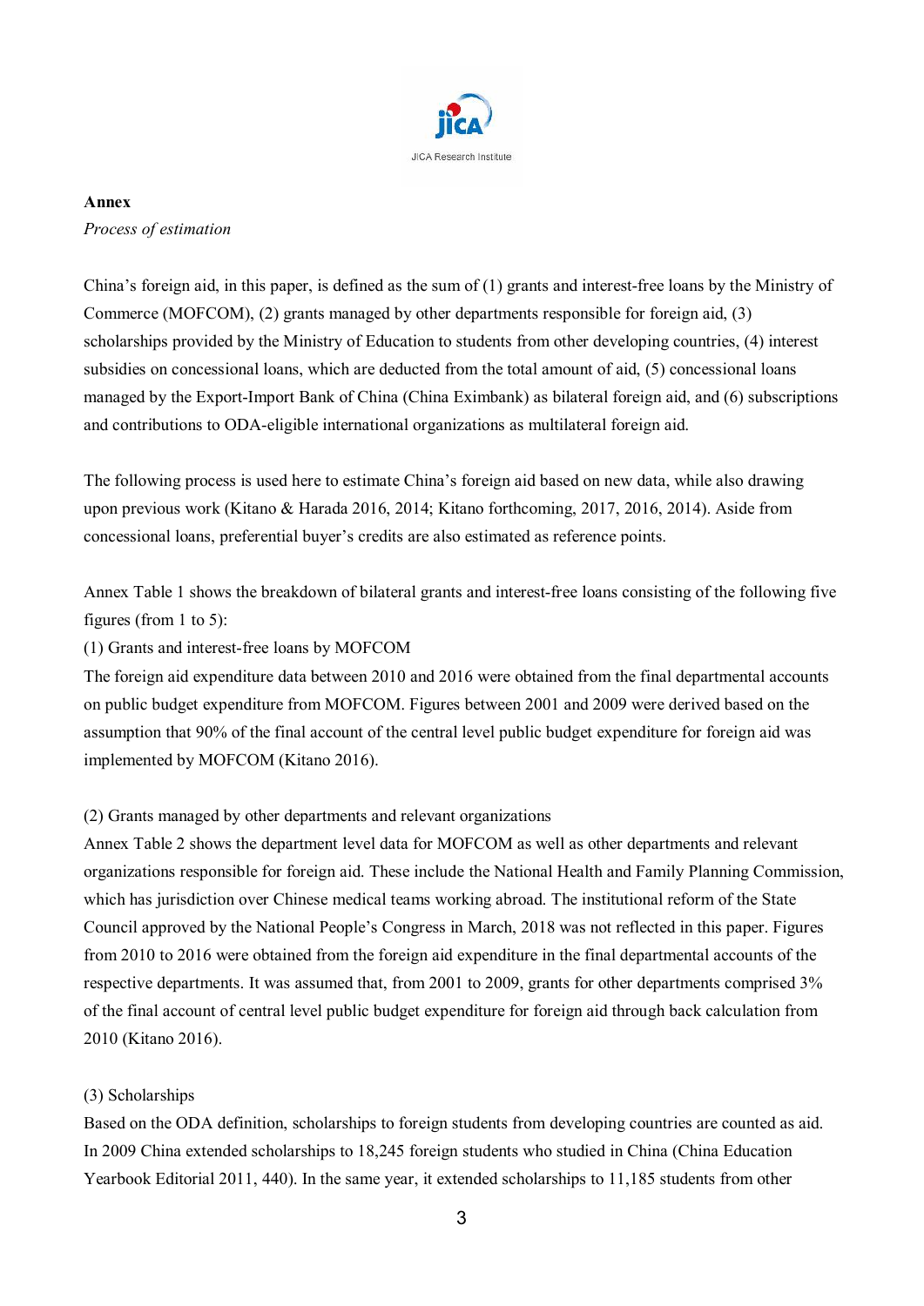**Annex**

*Process of estimation*

China's foreign aid, in this paper, is defined as the sum of (1) grants and interest-free loans by the Ministry of Commerce (MOFCOM), (2) grants managed by other departments responsible for foreign aid, (3) scholarships provided by the Ministry of Education to students from other developing countries, (4) interest subsidies on concessional loans, which are deducted from the total amount of aid, (5) concessional loans managed by the Export-Import Bank of China (China Eximbank) as bilateral foreign aid, and (6) subscriptions and contributions to ODA-eligible international organizations as multilateral foreign aid.

The following process is used here to estimate China's foreign aid based on new data, while also drawing upon previous work (Kitano & Harada 2016, 2014; Kitano forthcoming, 2017, 2016, 2014). Aside from concessional loans, preferential buyer's credits are also estimated as reference points.

Annex Table 1 shows the breakdown of bilateral grants and interest-free loans consisting of the following five figures (from 1 to 5):

(1) Grants and interest-free loans by MOFCOM

The foreign aid expenditure data between 2010 and 2016 were obtained from the final departmental accounts on public budget expenditure from MOFCOM. Figures between 2001 and 2009 were derived based on the assumption that 90% of the final account of the central level public budget expenditure for foreign aid was implemented by MOFCOM (Kitano 2016).

(2) Grants managed by other departments and relevant organizations

Annex Table 2 shows the department level data for MOFCOM as well as other departments and relevant organizations responsible for foreign aid. These include the National Health and Family Planning Commission, which has jurisdiction over Chinese medical teams working abroad. The institutional reform of the State Council approved by the National People's Congress in March, 2018 was not reflected in this paper. Figures from 2010 to 2016 were obtained from the foreign aid expenditure in the final departmental accounts of the respective departments. It was assumed that, from 2001 to 2009, grants for other departments comprised 3% of the final account of central level public budget expenditure for foreign aid through back calculation from 2010 (Kitano 2016).

(3) Scholarships

Based on the ODA definition, scholarships to foreign students from developing countries are counted as aid. In 2009 China extended scholarships to 18,245 foreign students who studied in China (China Education Yearbook Editorial 2011, 440). In the same year, it extended scholarships to 11,185 students from other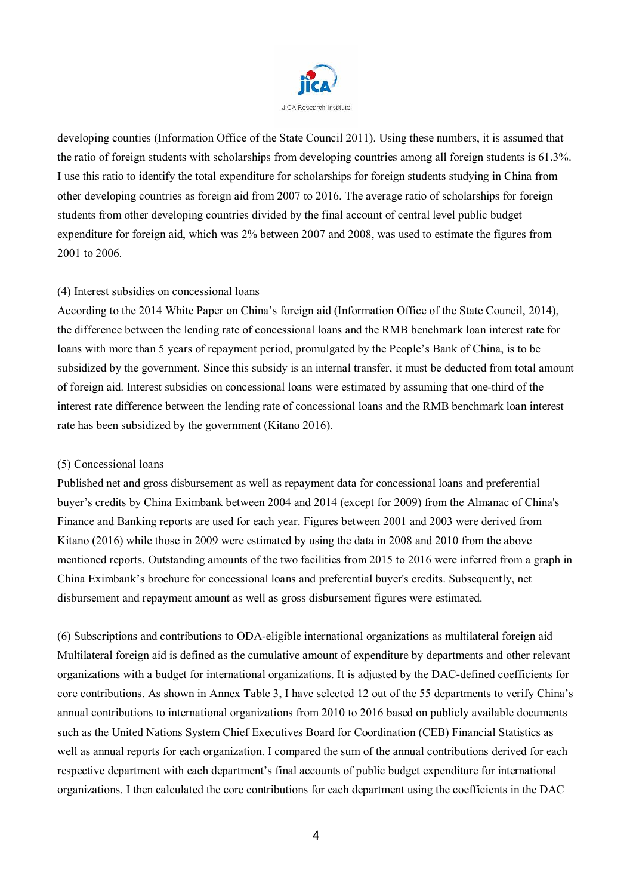developing counties (Information Office of the State Council 2011). Using these numbers, it is assumed that the ratio of foreign students with scholarships from developing countries among all foreign students is 61.3%. I use this ratio to identify the total expenditure for scholarships for foreign students studying in China from other developing countries as foreign aid from 2007 to 2016. The average ratio of scholarships for foreign students from other developing countries divided by the final account of central level public budget expenditure for foreign aid, which was 2% between 2007 and 2008, was used to estimate the figures from 2001 to 2006.

(4) Interest subsidies on concessional loans

According to the 2014 White Paper on China's foreign aid (Information Office of the State Council, 2014), the difference between the lending rate of concessional loans and the RMB benchmark loan interest rate for loans with more than 5 years of repayment period, promulgated by the People's Bank of China, is to be subsidized by the government. Since this subsidy is an internal transfer, it must be deducted from total amount of foreign aid. Interest subsidies on concessional loans were estimated by assuming that one-third of the interest rate difference between the lending rate of concessional loans and the RMB benchmark loan interest rate has been subsidized by the government (Kitano 2016).

(5) Concessional loans

Published net and gross disbursement as well as repayment data for concessional loans and preferential buyer's credits by China Eximbank between 2004 and 2014 (except for 2009) from the Almanac of China's Finance and Banking reports are used for each year. Figures between 2001 and 2003 were derived from Kitano (2016) while those in 2009 were estimated by using the data in 2008 and 2010 from the above mentioned reports. Outstanding amounts of the two facilities from 2015 to 2016 were inferred from a graph in China Eximbank's brochure for concessional loans and preferential buyer's credits. Subsequently, net disbursement and repayment amount as well as gross disbursement figures were estimated.

(6) Subscriptions and contributions to ODA-eligible international organizations as multilateral foreign aid

Multilateral foreign aid is defined as the cumulative amount of expenditure by departments and other relevant organizations with a budget for international organizations. It is adjusted by the DAC-defined coefficients for core contributions. As shown in Annex Table 3, I have selected 12 out of the 55 departments to verify China's annual contributions to international organizations from 2010 to 2016 based on publicly available documents such as the United Nations System Chief Executives Board for Coordination (CEB) Financial Statistics as well as annual reports for each organization. I compared the sum of the annual contributions derived for each respective department with each department's final accounts of public budget expenditure for international organizations. I then calculated the core contributions for each department using the coefficients in the DAC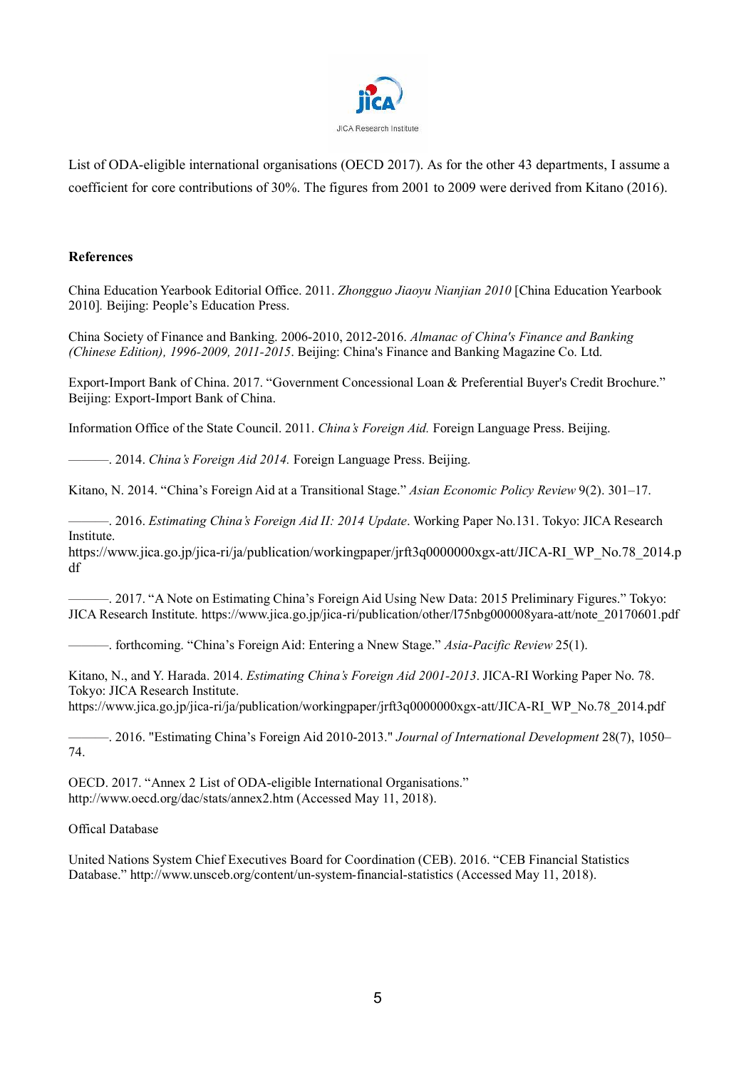List of ODA-eligible international organisations (OECD 2017). As for the other 43 departments, I assume a coefficient for core contributions of 30%. The figures from 2001 to 2009 were derived from Kitano (2016).

**References**

China Education Yearbook Editorial Office. 2011. *Zhongguo Jiaoyu Nianjian 2010* [China Education Yearbook 2010]. Beijing: People's Education Press.

China Society of Finance and Banking. 2006-2010, 2012-2016. *Almanac of China's Finance and Banking (Chinese Edition), 1996-2009, 2011-2015*. Beijing: China's Finance and Banking Magazine Co. Ltd.

Export-Import Bank of China. 2017. "Government Concessional Loan & Preferential Buyer's Credit Brochure." Beijing: Export-Import Bank of China.

Information Office of the State Council. 2011. *China's Foreign Aid.* Foreign Language Press. Beijing.

———. 2014. *China's Foreign Aid 2014.* Foreign Language Press. Beijing.

Kitano, N. 2014. "China's Foreign Aid at a Transitional Stage." *Asian Economic Policy Review* 9(2). 301–17.

———. 2016. *Estimating China's Foreign Aid II: 2014 Update*. Working Paper No.131. Tokyo: JICA Research Institute. https://www.jica.go.jp/jica-ri/ja/publication/workingpaper/jrft3q0000000xgx-att/JICA-RI_WP_No.78_2014.pdf

———. 2017. "A Note on Estimating China's Foreign Aid Using New Data: 2015 Preliminary Figures." Tokyo: JICA Research Institute. https://www.jica.go.jp/jica-ri/publication/other/l75nbg000008yara-att/note_20170601.pdf

———. forthcoming. "China's Foreign Aid: Entering a Nnew Stage." *Asia-Pacific Review* 25(1).

Kitano, N., and Y. Harada. 2014. *Estimating China's Foreign Aid 2001-2013*. JICA-RI Working Paper No. 78. Tokyo: JICA Research Institute. https://www.jica.go.jp/jica-ri/ja/publication/workingpaper/jrft3q0000000xgx-att/JICA-RI_WP_No.78_2014.pdf

———. 2016. "Estimating China's Foreign Aid 2010-2013." *Journal of International Development* 28(7), 1050–74.

OECD. 2017. "Annex 2 List of ODA-eligible International Organisations." http://www.oecd.org/dac/stats/annex2.htm (Accessed May 11, 2018).

Offical Database

United Nations System Chief Executives Board for Coordination (CEB). 2016. "CEB Financial Statistics Database." http://www.unsceb.org/content/un-system-financial-statistics (Accessed May 11, 2018).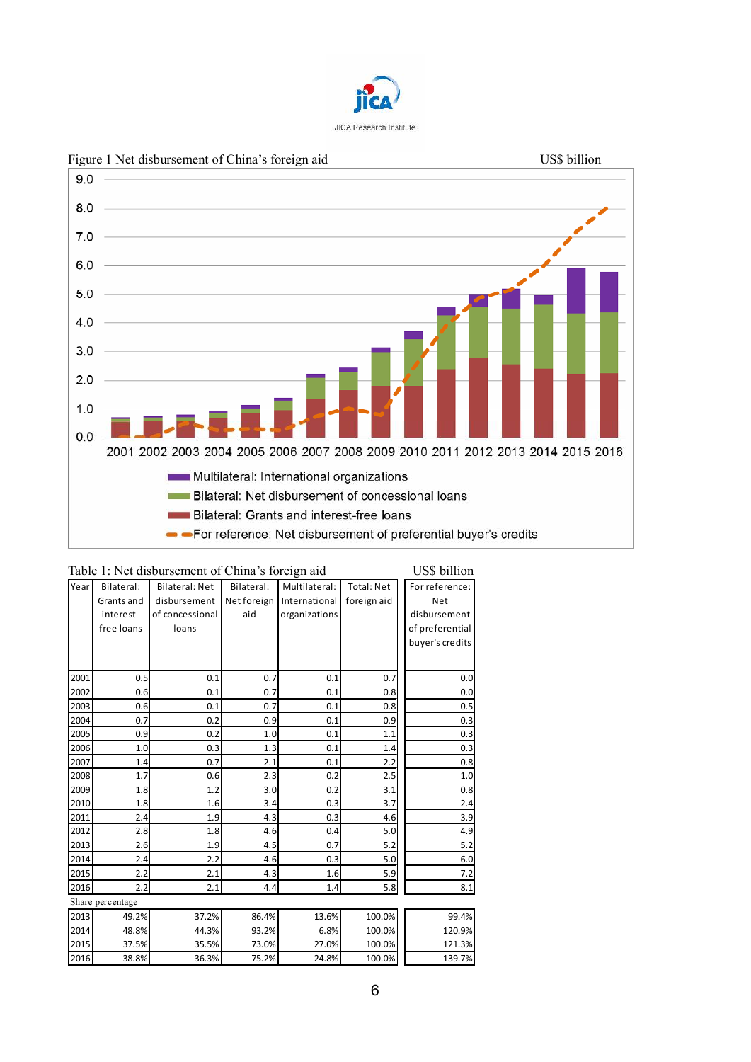Figure 1 Net disbursement of China's foreign aid US$ billion

Table 1: Net disbursement of China's foreign aid US$ billion

| Year | Bilateral: Grants and interest-free loans | Bilateral: Net disbursement of concessional loans | Bilateral: Net foreign aid | Multilateral: International organizations | Total: Net foreign aid | For reference: Net disbursement of preferential buyer's credits |
|---|---|---|---|---|---|---|
| 2001 | 0.5 | 0.1 | 0.7 | 0.1 | 0.7 | 0.0 |
| 2002 | 0.6 | 0.1 | 0.7 | 0.1 | 0.8 | 0.0 |
| 2003 | 0.6 | 0.1 | 0.7 | 0.1 | 0.8 | 0.5 |
| 2004 | 0.7 | 0.2 | 0.9 | 0.1 | 0.9 | 0.3 |
| 2005 | 0.9 | 0.2 | 1.0 | 0.1 | 1.1 | 0.3 |
| 2006 | 1.0 | 0.3 | 1.3 | 0.1 | 1.4 | 0.3 |
| 2007 | 1.4 | 0.7 | 2.1 | 0.1 | 2.2 | 0.8 |
| 2008 | 1.7 | 0.6 | 2.3 | 0.2 | 2.5 | 1.0 |
| 2009 | 1.8 | 1.2 | 3.0 | 0.2 | 3.1 | 0.8 |
| 2010 | 1.8 | 1.6 | 3.4 | 0.3 | 3.7 | 2.4 |
| 2011 | 2.4 | 1.9 | 4.3 | 0.3 | 4.6 | 3.9 |
| 2012 | 2.8 | 1.8 | 4.6 | 0.4 | 5.0 | 4.9 |
| 2013 | 2.6 | 1.9 | 4.5 | 0.7 | 5.2 | 5.2 |
| 2014 | 2.4 | 2.2 | 4.6 | 0.3 | 5.0 | 6.0 |
| 2015 | 2.2 | 2.1 | 4.3 | 1.6 | 5.9 | 7.2 |
| 2016 | 2.2 | 2.1 | 4.4 | 1.4 | 5.8 | 8.1 |
| Share percentage | | | | | | |
| 2013 | 49.2% | 37.2% | 86.4% | 13.6% | 100.0% | 99.4% |
| 2014 | 48.8% | 44.3% | 93.2% | 6.8% | 100.0% | 120.9% |
| 2015 | 37.5% | 35.5% | 73.0% | 27.0% | 100.0% | 121.3% |
| 2016 | 38.8% | 36.3% | 75.2% | 24.8% | 100.0% | 139.7% |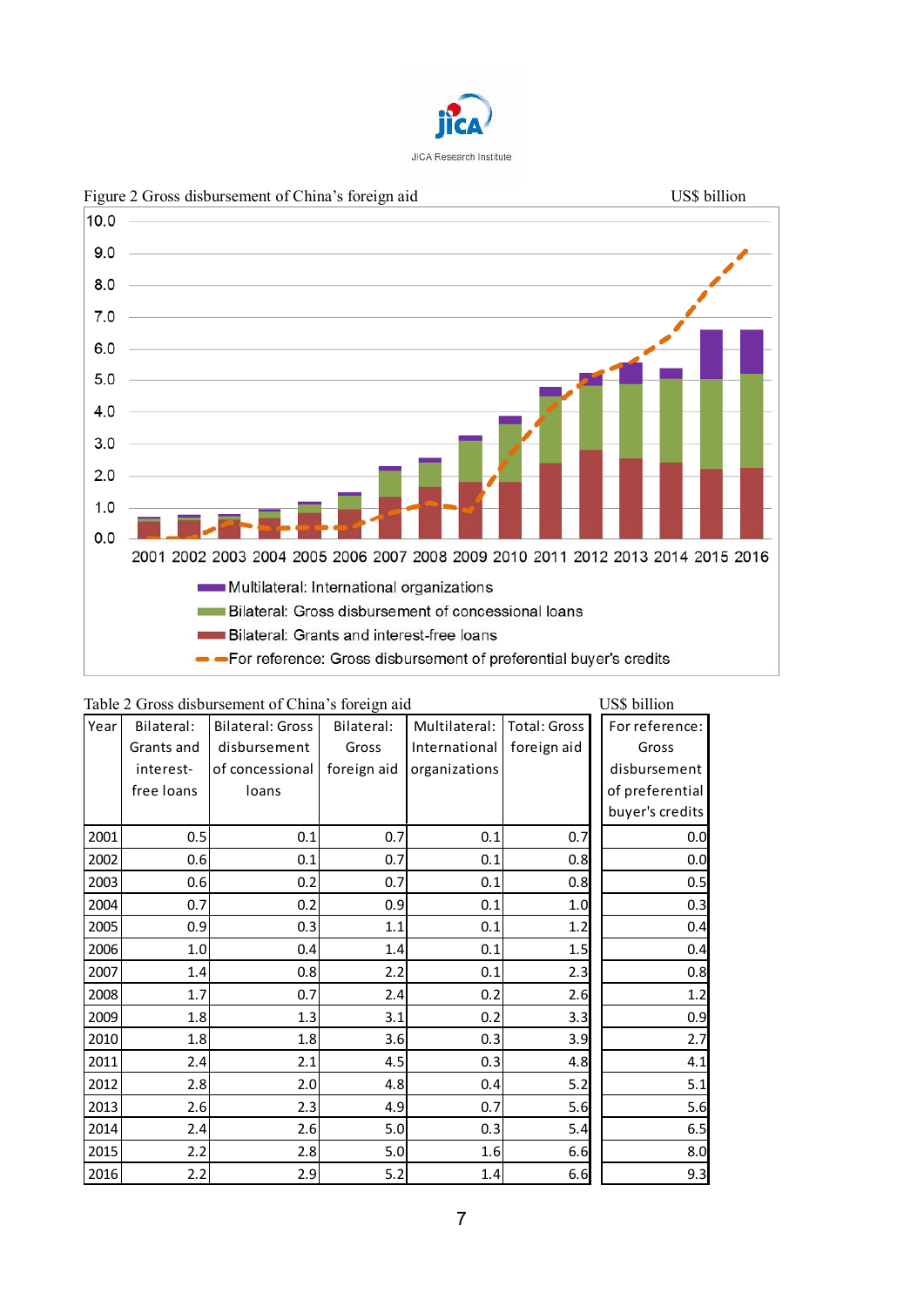Figure 2 Gross disbursement of China's foreign aid US$ billion

Table 2 Gross disbursement of China's foreign aid US$ billion

| Year | Bilateral: Grants and interest-free loans | Bilateral: Gross disbursement of concessional loans | Bilateral: Gross foreign aid | Multilateral: International organizations | Total: Gross foreign aid | For reference: Gross disbursement of preferential buyer's credits |
|---|---|---|---|---|---|---|
| 2001 | 0.5 | 0.1 | 0.7 | 0.1 | 0.7 | 0.0 |
| 2002 | 0.6 | 0.1 | 0.7 | 0.1 | 0.8 | 0.0 |
| 2003 | 0.6 | 0.2 | 0.7 | 0.1 | 0.8 | 0.5 |
| 2004 | 0.7 | 0.2 | 0.9 | 0.1 | 1.0 | 0.3 |
| 2005 | 0.9 | 0.3 | 1.1 | 0.1 | 1.2 | 0.4 |
| 2006 | 1.0 | 0.4 | 1.4 | 0.1 | 1.5 | 0.4 |
| 2007 | 1.4 | 0.8 | 2.2 | 0.1 | 2.3 | 0.8 |
| 2008 | 1.7 | 0.7 | 2.4 | 0.2 | 2.6 | 1.2 |
| 2009 | 1.8 | 1.3 | 3.1 | 0.2 | 3.3 | 0.9 |
| 2010 | 1.8 | 1.8 | 3.6 | 0.3 | 3.9 | 2.7 |
| 2011 | 2.4 | 2.1 | 4.5 | 0.3 | 4.8 | 4.1 |
| 2012 | 2.8 | 2.0 | 4.8 | 0.4 | 5.2 | 5.1 |
| 2013 | 2.6 | 2.3 | 4.9 | 0.7 | 5.6 | 5.6 |
| 2014 | 2.4 | 2.6 | 5.0 | 0.3 | 5.4 | 6.5 |
| 2015 | 2.2 | 2.8 | 5.0 | 1.6 | 6.6 | 8.0 |
| 2016 | 2.2 | 2.9 | 5.2 | 1.4 | 6.6 | 9.3 |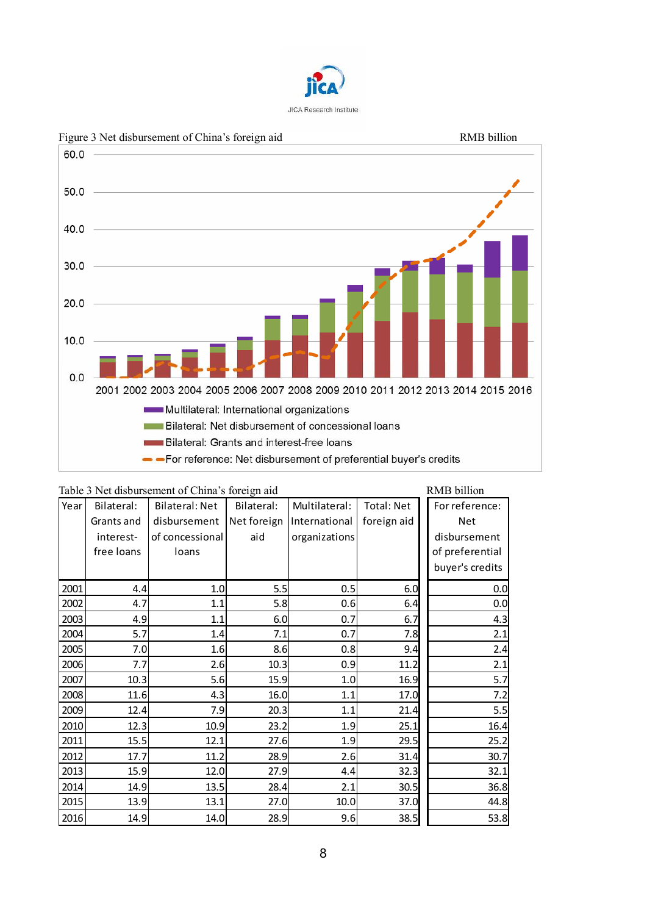Figure 3 Net disbursement of China's foreign aid

RMB billion

Table 3 Net disbursement of China's foreign aid

RMB billion

| Year | Bilateral: Grants and interest-free loans | Bilateral: Net disbursement of concessional loans | Bilateral: Net foreign aid | Multilateral: International organizations | Total: Net foreign aid | For reference: Net disbursement of preferential buyer's credits |
|---|---|---|---|---|---|---|
| 2001 | 4.4 | 1.0 | 5.5 | 0.5 | 6.0 | 0.0 |
| 2002 | 4.7 | 1.1 | 5.8 | 0.6 | 6.4 | 0.0 |
| 2003 | 4.9 | 1.1 | 6.0 | 0.7 | 6.7 | 4.3 |
| 2004 | 5.7 | 1.4 | 7.1 | 0.7 | 7.8 | 2.1 |
| 2005 | 7.0 | 1.6 | 8.6 | 0.8 | 9.4 | 2.4 |
| 2006 | 7.7 | 2.6 | 10.3 | 0.9 | 11.2 | 2.1 |
| 2007 | 10.3 | 5.6 | 15.9 | 1.0 | 16.9 | 5.7 |
| 2008 | 11.6 | 4.3 | 16.0 | 1.1 | 17.0 | 7.2 |
| 2009 | 12.4 | 7.9 | 20.3 | 1.1 | 21.4 | 5.5 |
| 2010 | 12.3 | 10.9 | 23.2 | 1.9 | 25.1 | 16.4 |
| 2011 | 15.5 | 12.1 | 27.6 | 1.9 | 29.5 | 25.2 |
| 2012 | 17.7 | 11.2 | 28.9 | 2.6 | 31.4 | 30.7 |
| 2013 | 15.9 | 12.0 | 27.9 | 4.4 | 32.3 | 32.1 |
| 2014 | 14.9 | 13.5 | 28.4 | 2.1 | 30.5 | 36.8 |
| 2015 | 13.9 | 13.1 | 27.0 | 10.0 | 37.0 | 44.8 |
| 2016 | 14.9 | 14.0 | 28.9 | 9.6 | 38.5 | 53.8 |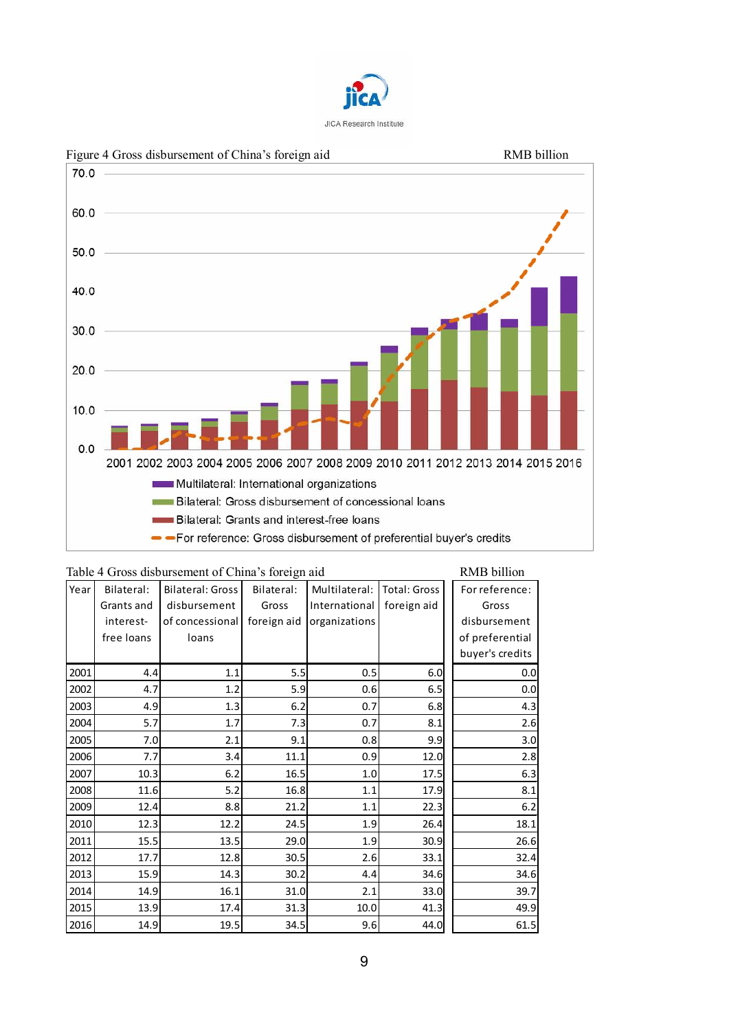Figure 4 Gross disbursement of China's foreign aid

RMB billion

Table 4 Gross disbursement of China's foreign aid

RMB billion

| Year | Bilateral: Grants and interest-free loans | Bilateral: Gross disbursement of concessional loans | Bilateral: Gross foreign aid | Multilateral: International organizations | Total: Gross foreign aid | For reference: Gross disbursement of preferential buyer's credits |
|---|---|---|---|---|---|---|
| 2001 | 4.4 | 1.1 | 5.5 | 0.5 | 6.0 | 0.0 |
| 2002 | 4.7 | 1.2 | 5.9 | 0.6 | 6.5 | 0.0 |
| 2003 | 4.9 | 1.3 | 6.2 | 0.7 | 6.8 | 4.3 |
| 2004 | 5.7 | 1.7 | 7.3 | 0.7 | 8.1 | 2.6 |
| 2005 | 7.0 | 2.1 | 9.1 | 0.8 | 9.9 | 3.0 |
| 2006 | 7.7 | 3.4 | 11.1 | 0.9 | 12.0 | 2.8 |
| 2007 | 10.3 | 6.2 | 16.5 | 1.0 | 17.5 | 6.3 |
| 2008 | 11.6 | 5.2 | 16.8 | 1.1 | 17.9 | 8.1 |
| 2009 | 12.4 | 8.8 | 21.2 | 1.1 | 22.3 | 6.2 |
| 2010 | 12.3 | 12.2 | 24.5 | 1.9 | 26.4 | 18.1 |
| 2011 | 15.5 | 13.5 | 29.0 | 1.9 | 30.9 | 26.6 |
| 2012 | 17.7 | 12.8 | 30.5 | 2.6 | 33.1 | 32.4 |
| 2013 | 15.9 | 14.3 | 30.2 | 4.4 | 34.6 | 34.6 |
| 2014 | 14.9 | 16.1 | 31.0 | 2.1 | 33.0 | 39.7 |
| 2015 | 13.9 | 17.4 | 31.3 | 10.0 | 41.3 | 49.9 |
| 2016 | 14.9 | 19.5 | 34.5 | 9.6 | 44.0 | 61.5 |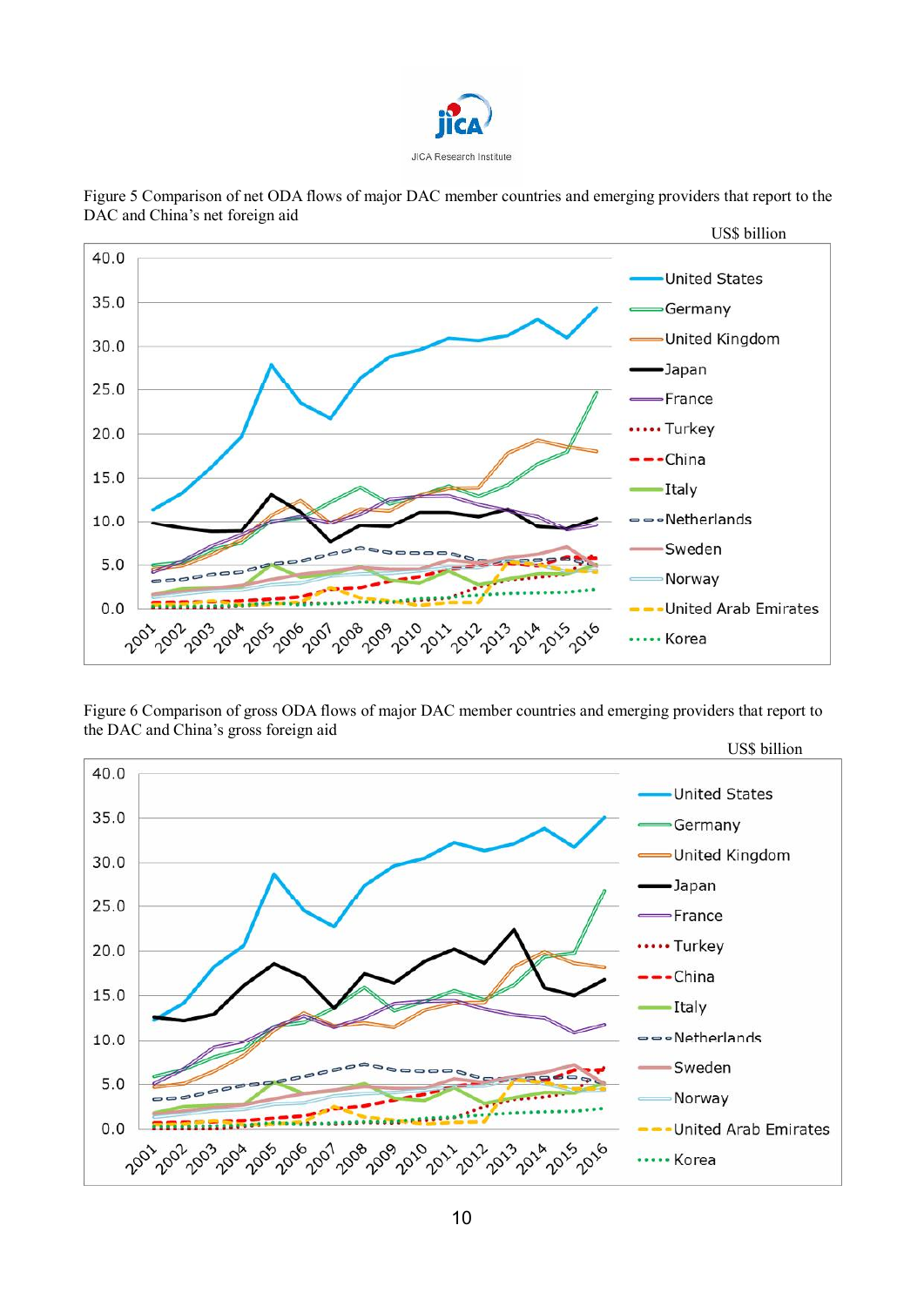Figure 5 Comparison of net ODA flows of major DAC member countries and emerging providers that report to the DAC and China's net foreign aid

US$ billion

Figure 6 Comparison of gross ODA flows of major DAC member countries and emerging providers that report to the DAC and China's gross foreign aid

US$ billion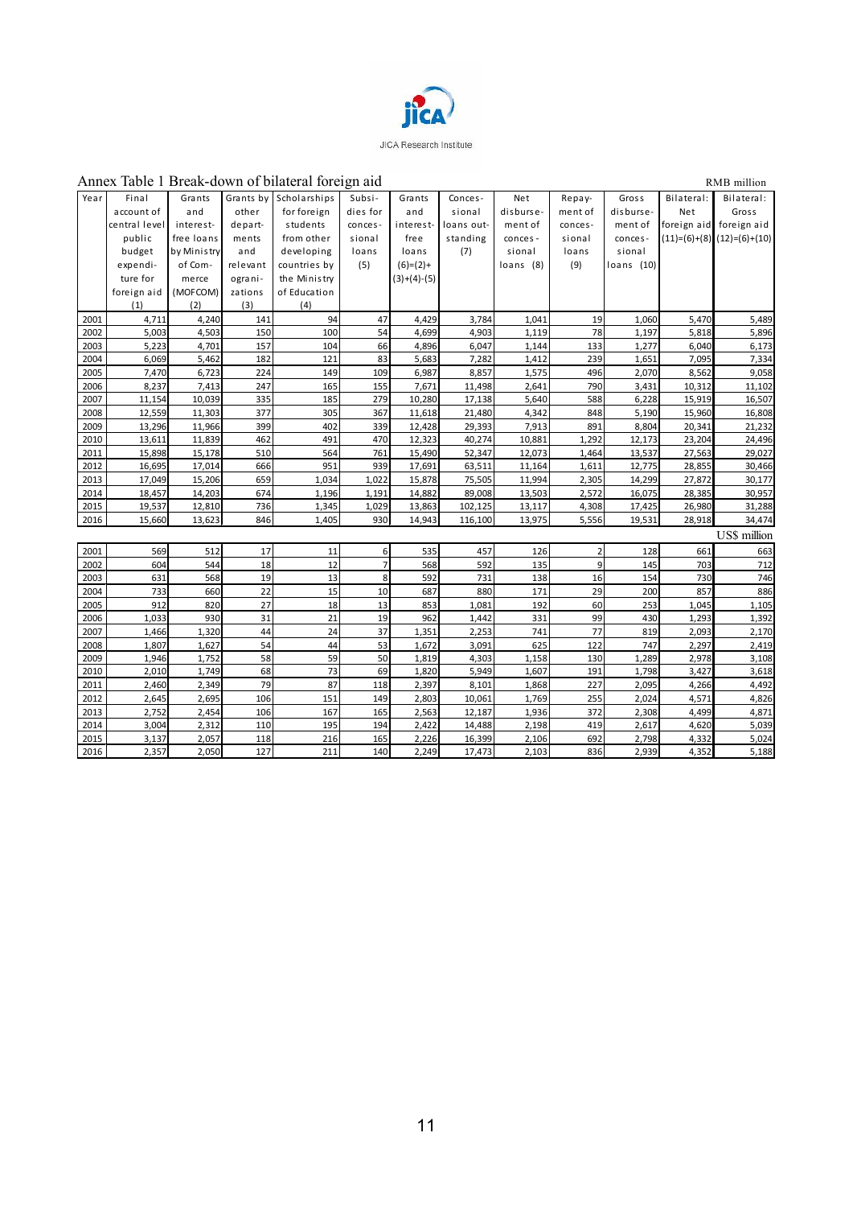Annex Table 1 Break-down of bilateral foreign aid

RMB million

| Year | Final account of central level public budget expenditure for foreign aid (1) | Grants and interest-free loans by Ministry of Commerce (MOFCOM) (2) | Grants by other departments and relevant organizations (3) | Scholarships for foreign students from other developing countries by the Ministry of Education (4) | Subsidies for concessional loans (5) | Grants and interest-free loans (6)=(2)+(3)+(4)-(5) | Concessional loans outstanding (7) | Net disbursement of concessional loans (8) | Repayment of concessional loans (9) | Gross disbursement of concessional loans (10) | Bilateral: Net foreign aid (11)=(6)+(8) | Bilateral: Gross foreign aid (12)=(6)+(10) |
|---|---|---|---|---|---|---|---|---|---|---|---|---|
| 2001 | 4,711 | 4,240 | 141 | 94 | 47 | 4,429 | 3,784 | 1,041 | 19 | 1,060 | 5,470 | 5,489 |
| 2002 | 5,003 | 4,503 | 150 | 100 | 54 | 4,699 | 4,903 | 1,119 | 78 | 1,197 | 5,818 | 5,896 |
| 2003 | 5,223 | 4,701 | 157 | 104 | 66 | 4,896 | 6,047 | 1,144 | 133 | 1,277 | 6,040 | 6,173 |
| 2004 | 6,069 | 5,462 | 182 | 121 | 83 | 5,683 | 7,282 | 1,412 | 239 | 1,651 | 7,095 | 7,334 |
| 2005 | 7,470 | 6,723 | 224 | 149 | 109 | 6,987 | 8,857 | 1,575 | 496 | 2,070 | 8,562 | 9,058 |
| 2006 | 8,237 | 7,413 | 247 | 165 | 155 | 7,671 | 11,498 | 2,641 | 790 | 3,431 | 10,312 | 11,102 |
| 2007 | 11,154 | 10,039 | 335 | 185 | 279 | 10,280 | 17,138 | 5,640 | 588 | 6,228 | 15,919 | 16,507 |
| 2008 | 12,559 | 11,303 | 377 | 305 | 367 | 11,618 | 21,480 | 4,342 | 848 | 5,190 | 15,960 | 16,808 |
| 2009 | 13,296 | 11,966 | 399 | 402 | 339 | 12,428 | 29,393 | 7,913 | 891 | 8,804 | 20,341 | 21,232 |
| 2010 | 13,611 | 11,839 | 462 | 491 | 470 | 12,323 | 40,274 | 10,881 | 1,292 | 12,173 | 23,204 | 24,496 |
| 2011 | 15,898 | 15,178 | 510 | 564 | 761 | 15,490 | 52,347 | 12,073 | 1,464 | 13,537 | 27,563 | 29,027 |
| 2012 | 16,695 | 17,014 | 666 | 951 | 939 | 17,691 | 63,511 | 11,164 | 1,611 | 12,775 | 28,855 | 30,466 |
| 2013 | 17,049 | 15,206 | 659 | 1,034 | 1,022 | 15,878 | 75,505 | 11,994 | 2,305 | 14,299 | 27,872 | 30,177 |
| 2014 | 18,457 | 14,203 | 674 | 1,196 | 1,191 | 14,882 | 89,008 | 13,503 | 2,572 | 16,075 | 28,385 | 30,957 |
| 2015 | 19,537 | 12,810 | 736 | 1,345 | 1,029 | 13,863 | 102,125 | 13,117 | 4,308 | 17,425 | 26,980 | 31,288 |
| 2016 | 15,660 | 13,623 | 846 | 1,405 | 930 | 14,943 | 116,100 | 13,975 | 5,556 | 19,531 | 28,918 | 34,474 |

US$ million

| Year | (1) | (2) | (3) | (4) | (5) | (6) | (7) | (8) | (9) | (10) | (11) | (12) |
|---|---|---|---|---|---|---|---|---|---|---|---|---|
| 2001 | 569 | 512 | 17 | 11 | 6 | 535 | 457 | 126 | 2 | 128 | 661 | 663 |
| 2002 | 604 | 544 | 18 | 12 | 7 | 568 | 592 | 135 | 9 | 145 | 703 | 712 |
| 2003 | 631 | 568 | 19 | 13 | 8 | 592 | 731 | 138 | 16 | 154 | 730 | 746 |
| 2004 | 733 | 660 | 22 | 15 | 10 | 687 | 880 | 171 | 29 | 200 | 857 | 886 |
| 2005 | 912 | 820 | 27 | 18 | 13 | 853 | 1,081 | 192 | 60 | 253 | 1,045 | 1,105 |
| 2006 | 1,033 | 930 | 31 | 21 | 19 | 962 | 1,442 | 331 | 99 | 430 | 1,293 | 1,392 |
| 2007 | 1,466 | 1,320 | 44 | 24 | 37 | 1,351 | 2,253 | 741 | 77 | 819 | 2,093 | 2,170 |
| 2008 | 1,807 | 1,627 | 54 | 44 | 53 | 1,672 | 3,091 | 625 | 122 | 747 | 2,297 | 2,419 |
| 2009 | 1,946 | 1,752 | 58 | 59 | 50 | 1,819 | 4,303 | 1,158 | 130 | 1,289 | 2,978 | 3,108 |
| 2010 | 2,010 | 1,749 | 68 | 73 | 69 | 1,820 | 5,949 | 1,607 | 191 | 1,798 | 3,427 | 3,618 |
| 2011 | 2,460 | 2,349 | 79 | 87 | 118 | 2,397 | 8,101 | 1,868 | 227 | 2,095 | 4,266 | 4,492 |
| 2012 | 2,645 | 2,695 | 106 | 151 | 149 | 2,803 | 10,061 | 1,769 | 255 | 2,024 | 4,571 | 4,826 |
| 2013 | 2,752 | 2,454 | 106 | 167 | 165 | 2,563 | 12,187 | 1,936 | 372 | 2,308 | 4,499 | 4,871 |
| 2014 | 3,004 | 2,312 | 110 | 195 | 194 | 2,422 | 14,488 | 2,198 | 419 | 2,617 | 4,620 | 5,039 |
| 2015 | 3,137 | 2,057 | 118 | 216 | 165 | 2,226 | 16,399 | 2,106 | 692 | 2,798 | 4,332 | 5,024 |
| 2016 | 2,357 | 2,050 | 127 | 211 | 140 | 2,249 | 17,473 | 2,103 | 836 | 2,939 | 4,352 | 5,188 |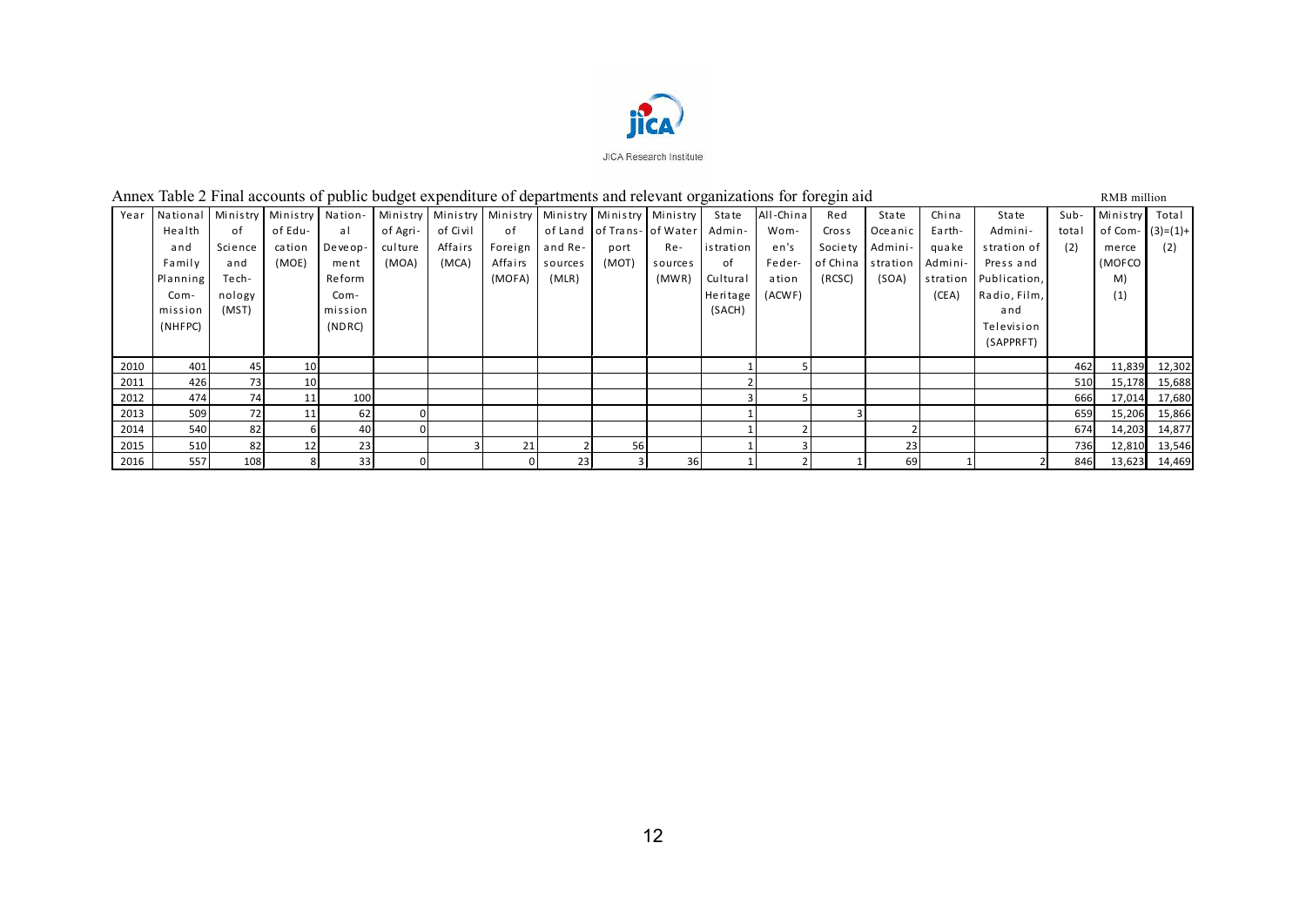Annex Table 2 Final accounts of public budget expenditure of departments and relevant organizations for foregin aid

RMB million

| Year | National Health and Family Planning Com-mission (NHFPC) | Ministry of Science and Tech-nology (MST) | Ministry of Edu-cation (MOE) | Nation-al Deveop-ment Reform Com-mission (NDRC) | Ministry of Agri-culture (MOA) | Ministry of Civil Affairs (MCA) | Ministry of Foreign Affairs (MOFA) | Ministry of Land and Re-sources (MLR) | Ministry of Trans-port (MOT) | Ministry of Water Re-sources (MWR) | State Admin-istration of Cultural Heritage (SACH) | All-China Wom-en's Feder-ation (ACWF) | Red Cross Society of China (RCSC) | State Oceanic Admini-stration (SOA) | China Earth-quake Admini-stration (CEA) | State Admini-stration of Press and Publication, Radio, Film, and Television (SAPPRFT) | Sub-total (2) | Ministry of Com-merce (MOFCOM) (1) | Total (3)=(1)+(2) |
|---|---|---|---|---|---|---|---|---|---|---|---|---|---|---|---|---|---|---|---|
| 2010 | 401 | 45 | 10 | | | | | | | | 1 | 5 | | | | | 462 | 11,839 | 12,302 |
| 2011 | 426 | 73 | 10 | | | | | | | | 2 | | | | | | 510 | 15,178 | 15,688 |
| 2012 | 474 | 74 | 11 | 100 | | | | | | | 3 | 5 | | | | | 666 | 17,014 | 17,680 |
| 2013 | 509 | 72 | 11 | 62 | 0 | | | | | | 1 | | 3 | | | | 659 | 15,206 | 15,866 |
| 2014 | 540 | 82 | 6 | 40 | 0 | | | | | | 1 | 2 | | 2 | | | 674 | 14,203 | 14,877 |
| 2015 | 510 | 82 | 12 | 23 | | 3 | 21 | 2 | 56 | | 1 | 3 | | 23 | | | 736 | 12,810 | 13,546 |
| 2016 | 557 | 108 | 8 | 33 | 0 | | 0 | 23 | 3 | 36 | 1 | 2 | 1 | 69 | 1 | 2 | 846 | 13,623 | 14,469 |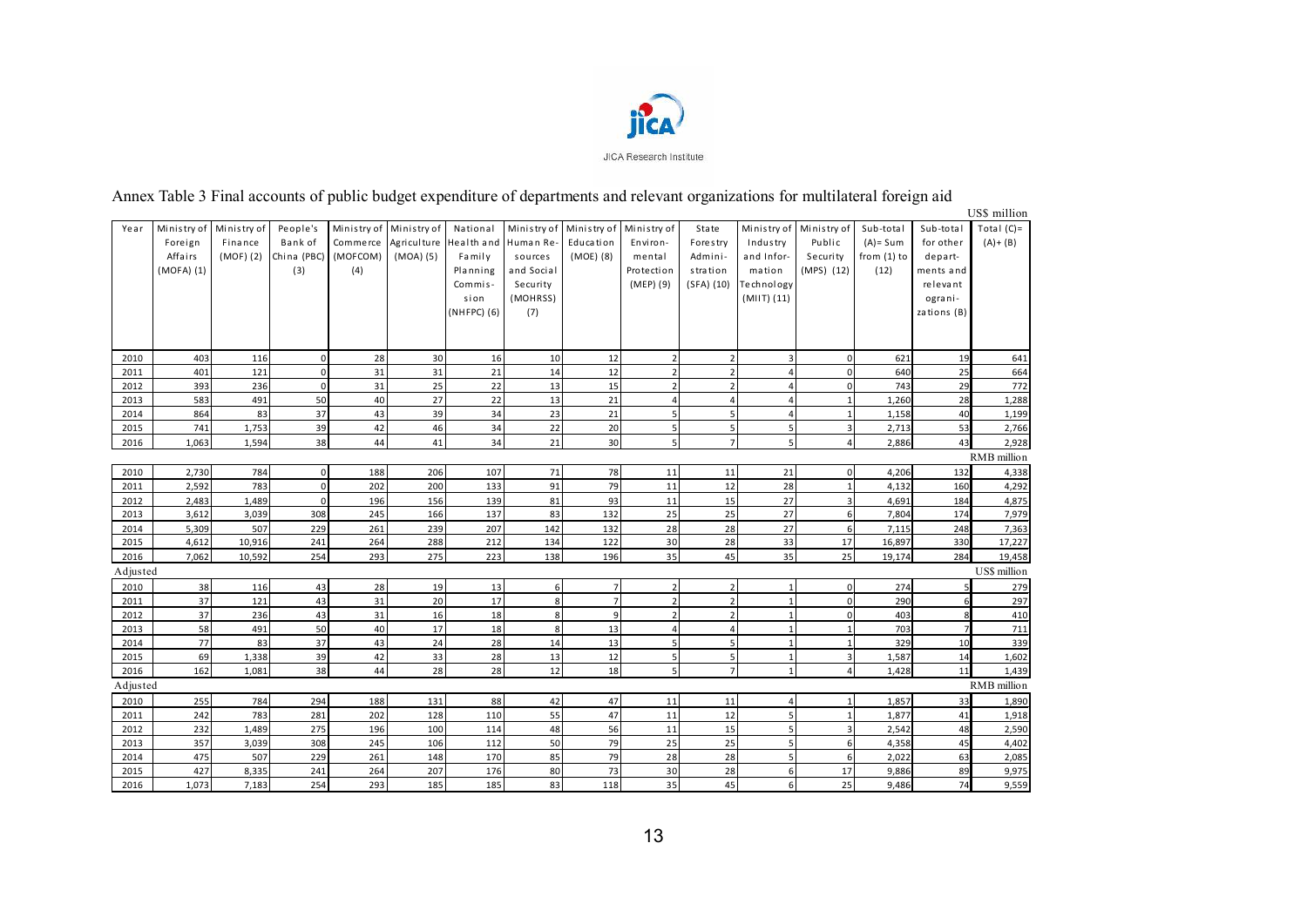# Annex Table 3 Final accounts of public budget expenditure of departments and relevant organizations for multilateral foreign aid

US$ million

| Year | Ministry of Foreign Affairs (MOFA) (1) | Ministry of Finance (MOF) (2) | People's Bank of China (PBC) (3) | Ministry of Commerce (MOFCOM) (4) | Ministry of Agriculture (MOA) (5) | National Health and Family Planning Commission (NHFPC) (6) | Ministry of Human Resources and Social Security (MOHRSS) (7) | Ministry of Education (MOE) (8) | Ministry of Environmental Protection (MEP) (9) | State Forestry Administration (SFA) (10) | Ministry of Industry and Information Technology (MIIT) (11) | Ministry of Public Security (MPS) (12) | Sub-total (A)= Sum from (1) to (12) | Sub-total for other departments and relevant organizations (B) | Total (C)= (A)+ (B) |
|---|---|---|---|---|---|---|---|---|---|---|---|---|---|---|---|
| 2010 | 403 | 116 | 0 | 28 | 30 | 16 | 10 | 12 | 2 | 2 | 3 | 0 | 621 | 19 | 641 |
| 2011 | 401 | 121 | 0 | 31 | 31 | 21 | 14 | 12 | 2 | 2 | 4 | 0 | 640 | 25 | 664 |
| 2012 | 393 | 236 | 0 | 31 | 25 | 22 | 13 | 15 | 2 | 2 | 4 | 0 | 743 | 29 | 772 |
| 2013 | 583 | 491 | 50 | 40 | 27 | 22 | 13 | 21 | 4 | 4 | 4 | 1 | 1,260 | 28 | 1,288 |
| 2014 | 864 | 83 | 37 | 43 | 39 | 34 | 23 | 21 | 5 | 5 | 4 | 1 | 1,158 | 40 | 1,199 |
| 2015 | 741 | 1,753 | 39 | 42 | 46 | 34 | 22 | 20 | 5 | 5 | 5 | 3 | 2,713 | 53 | 2,766 |
| 2016 | 1,063 | 1,594 | 38 | 44 | 41 | 34 | 21 | 30 | 5 | 7 | 5 | 4 | 2,886 | 43 | 2,928 |
| | | | | | | | | | | | | | | | RMB million |
| 2010 | 2,730 | 784 | 0 | 188 | 206 | 107 | 71 | 78 | 11 | 11 | 21 | 0 | 4,206 | 132 | 4,338 |
| 2011 | 2,592 | 783 | 0 | 202 | 200 | 133 | 91 | 79 | 11 | 12 | 28 | 1 | 4,132 | 160 | 4,292 |
| 2012 | 2,483 | 1,489 | 0 | 196 | 156 | 139 | 81 | 93 | 11 | 15 | 27 | 3 | 4,691 | 184 | 4,875 |
| 2013 | 3,612 | 3,039 | 308 | 245 | 166 | 137 | 83 | 132 | 25 | 25 | 27 | 6 | 7,804 | 174 | 7,979 |
| 2014 | 5,309 | 507 | 229 | 261 | 239 | 207 | 142 | 132 | 28 | 28 | 27 | 6 | 7,115 | 248 | 7,363 |
| 2015 | 4,612 | 10,916 | 241 | 264 | 288 | 212 | 134 | 122 | 30 | 28 | 33 | 17 | 16,897 | 330 | 17,227 |
| 2016 | 7,062 | 10,592 | 254 | 293 | 275 | 223 | 138 | 196 | 35 | 45 | 35 | 25 | 19,174 | 284 | 19,458 |
| Adjusted | | | | | | | | | | | | | | | US$ million |
| 2010 | 38 | 116 | 43 | 28 | 19 | 13 | 6 | 7 | 2 | 2 | 1 | 0 | 274 | 5 | 279 |
| 2011 | 37 | 121 | 43 | 31 | 20 | 17 | 8 | 7 | 2 | 2 | 1 | 0 | 290 | 6 | 297 |
| 2012 | 37 | 236 | 43 | 31 | 16 | 18 | 8 | 9 | 2 | 2 | 1 | 0 | 403 | 8 | 410 |
| 2013 | 58 | 491 | 50 | 40 | 17 | 18 | 8 | 13 | 4 | 4 | 1 | 1 | 703 | 7 | 711 |
| 2014 | 77 | 83 | 37 | 43 | 24 | 28 | 14 | 13 | 5 | 5 | 1 | 1 | 329 | 10 | 339 |
| 2015 | 69 | 1,338 | 39 | 42 | 33 | 28 | 13 | 12 | 5 | 5 | 1 | 3 | 1,587 | 14 | 1,602 |
| 2016 | 162 | 1,081 | 38 | 44 | 28 | 28 | 12 | 18 | 5 | 7 | 1 | 4 | 1,428 | 11 | 1,439 |
| Adjusted | | | | | | | | | | | | | | | RMB million |
| 2010 | 255 | 784 | 294 | 188 | 131 | 88 | 42 | 47 | 11 | 11 | 4 | 1 | 1,857 | 33 | 1,890 |
| 2011 | 242 | 783 | 281 | 202 | 128 | 110 | 55 | 47 | 11 | 12 | 5 | 1 | 1,877 | 41 | 1,918 |
| 2012 | 232 | 1,489 | 275 | 196 | 100 | 114 | 48 | 56 | 11 | 15 | 5 | 3 | 2,542 | 48 | 2,590 |
| 2013 | 357 | 3,039 | 308 | 245 | 106 | 112 | 50 | 79 | 25 | 25 | 5 | 6 | 4,358 | 45 | 4,402 |
| 2014 | 475 | 507 | 229 | 261 | 148 | 170 | 85 | 79 | 28 | 28 | 5 | 6 | 2,022 | 63 | 2,085 |
| 2015 | 427 | 8,335 | 241 | 264 | 207 | 176 | 80 | 73 | 30 | 28 | 6 | 17 | 9,886 | 89 | 9,975 |
| 2016 | 1,073 | 7,183 | 254 | 293 | 185 | 185 | 83 | 118 | 35 | 45 | 6 | 25 | 9,486 | 74 | 9,559 |